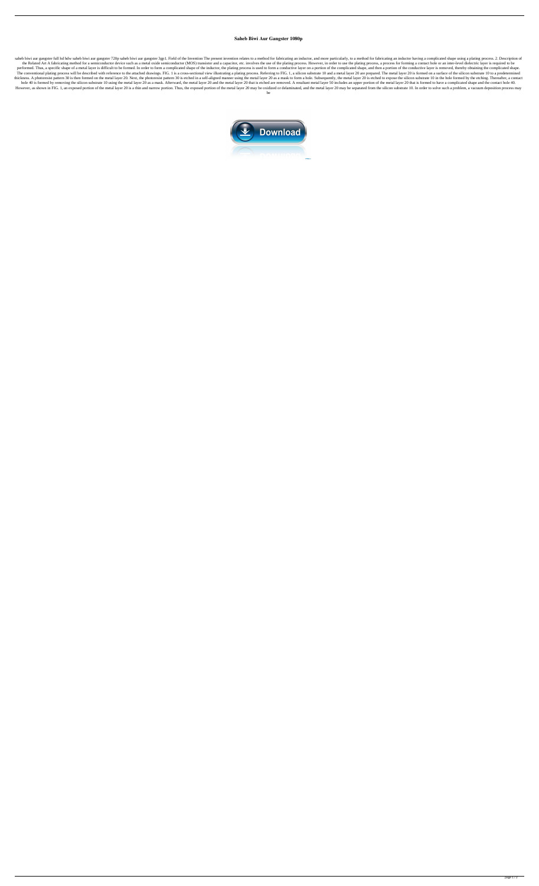# Saheb Biwi Aur Gangster 1080p

saheb biwi aur gangster full hd hdw saheb biwi aur gangster 720p saheb biwi aur gangster 3gp1. Field of the Invention The present invention relates to a method for fabricating an inductor, and more particularly, to a method for fabricating an inductor having a complicated shape using a plating process. 2. Description of the Related Art A fabricating method for a semiconductor device such as a metal oxide semiconductor (MOS) transistor and a capacitor, etc. involves the use of the plating process. However, in order to use the plating process, a process for forming a contact hole or an inter-level dielectric layer is required to be performed. Thus, a specific shape of a metal layer is difficult to be formed. In order to form a complicated shape of the inductor, the plating process is used to form a conductive layer on a portion of the complicated shape, and then a portion of the conductive layer is removed, thereby obtaining the complicated shape. The conventional plating process will be described with reference to the attached drawings. FIG. 1 is a cross-sectional view illustrating a plating process. Referring to FIG. 1, a silicon substrate 10 and a metal layer 20 are prepared. The metal layer 20 is formed on a surface of the silicon substrate 10 to a predetermined thickness. A photoresist pattern 30 is then formed on the metal layer 20. Next, the photoresist pattern 30 is etched in a self-aligned manner using the metal layer 20 as a mask to form a hole. Subsequently, the metal layer 20 is etched to expose the silicon substrate 10 in the hole formed by the etching. Thereafter, a contact hole 40 is formed by removing the silicon substrate 10 using the metal layer 20 as a mask. Afterward, the metal layer 20 and the metal layer 20 that is etched are removed. A resultant metal layer 50 includes an upper portion of the metal layer 20 that is formed to have a complicated shape and the contact hole 40. However, as shown in FIG. 1, an exposed portion of the metal layer 20 is a thin and narrow portion. Thus, the exposed portion of the metal layer 20 may be oxidized or delaminated, and the metal layer 20 may be separated from the silicon substrate 10. In order to solve such a problem, a vacuum deposition process may be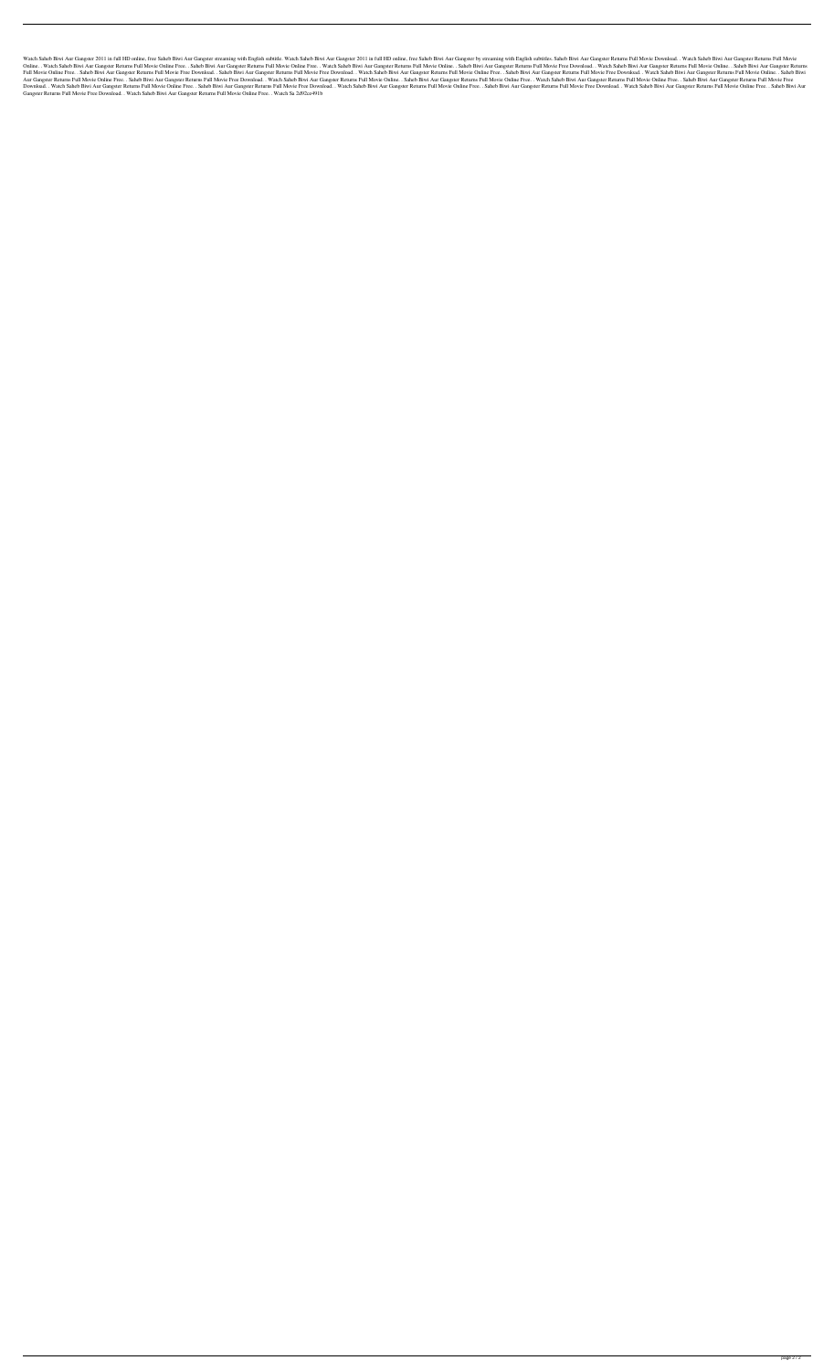Watch Saheb Biwi Aur Gangster 2011 in full HD online, free Saheb Biwi Aur Gangster streaming with English subtitle. Watch Saheb Biwi Aur Gangster 2011 in full HD online, free Saheb Biwi Aur Gangster by streaming with English subtitles. Saheb Biwi Aur Gangster Returns Full Movie Download. . Watch Saheb Biwi Aur Gangster Returns Full Movie Online. . Watch Saheb Biwi Aur Gangster Returns Full Movie Online Free. . Saheb Biwi Aur Gangster Returns Full Movie Online Free. . Watch Saheb Biwi Aur Gangster Returns Full Movie Online. . Saheb Biwi Aur Gangster Returns Full Movie Free Download. . Watch Saheb Biwi Aur Gangster Returns Full Movie Online. . Saheb Biwi Aur Gangster Returns Full Movie Online Free. . Saheb Biwi Aur Gangster Returns Full Movie Free Download. . Saheb Biwi Aur Gangster Returns Full Movie Free Download. . Watch Saheb Biwi Aur Gangster Returns Full Movie Online Free. . Saheb Biwi Aur Gangster Returns Full Movie Free Download. . Watch Saheb Biwi Aur Gangster Returns Full Movie Online. . Saheb Biwi Aur Gangster Returns Full Movie Online Free. . Saheb Biwi Aur Gangster Returns Full Movie Free Download. . Watch Saheb Biwi Aur Gangster Returns Full Movie Online. . Saheb Biwi Aur Gangster Returns Full Movie Online Free. . Watch Saheb Biwi Aur Gangster Returns Full Movie Online Free. . Saheb Biwi Aur Gangster Returns Full Movie Free Download. . Watch Saheb Biwi Aur Gangster Returns Full Movie Online Free. . Saheb Biwi Aur Gangster Returns Full Movie Free Download. . Watch Saheb Biwi Aur Gangster Returns Full Movie Online Free. . Saheb Biwi Aur Gangster Returns Full Movie Free Download. . Watch Saheb Biwi Aur Gangster Returns Full Movie Online Free. . Saheb Biwi Aur Gangster Returns Full Movie Free Download. . Watch Saheb Biwi Aur Gangster Returns Full Movie Online Free. . Watch Sa 2d92ce491b